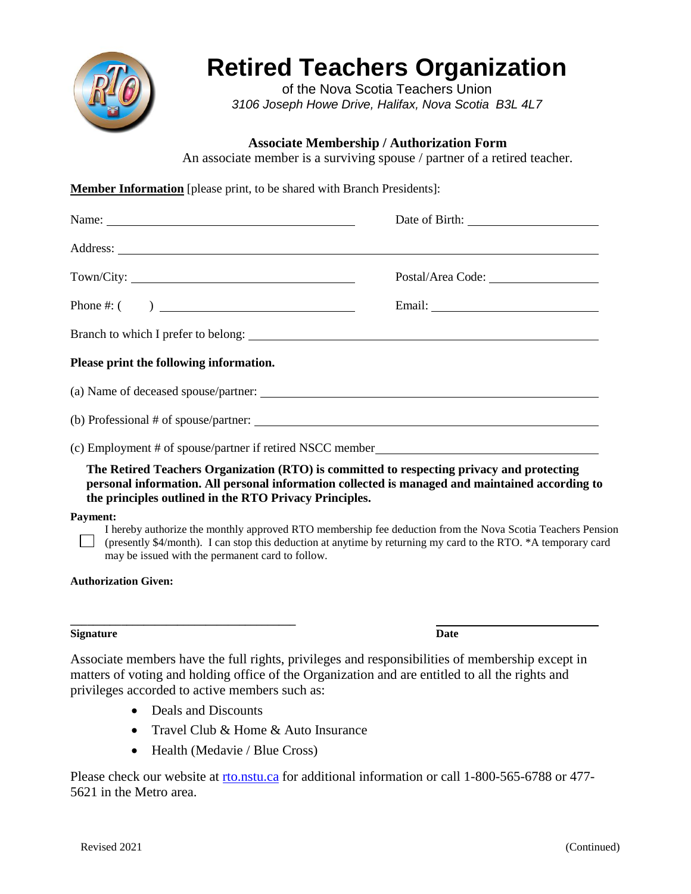// Retired Teachers Organization
# Retired Teachers Organization

of the Nova Scotia Teachers Union

*3106 Joseph Howe Drive, Halifax, Nova Scotia B3L 4L7*

## Associate Membership / Authorization Form

An associate member is a surviving spouse / partner of a retired teacher.

**Member Information** [please print, to be shared with Branch Presidents]:

Name: ______________________________ Date of Birth: ____________________

Address: ______________________________________________________________

Town/City: ____________________________ Postal/Area Code: ________________

Phone #: (    ) ________________________ Email: ___________________________

Branch to which I prefer to belong: _______________________________________

**Please print the following information.**

(a) Name of deceased spouse/partner: ______________________________________

(b) Professional # of spouse/partner: ______________________________________

(c) Employment # of spouse/partner if retired NSCC member___________________

**The Retired Teachers Organization (RTO) is committed to respecting privacy and protecting personal information. All personal information collected is managed and maintained according to the principles outlined in the RTO Privacy Principles.**

**Payment:**

☐ I hereby authorize the monthly approved RTO membership fee deduction from the Nova Scotia Teachers Pension (presently $4/month). I can stop this deduction at anytime by returning my card to the RTO. *A temporary card may be issued with the permanent card to follow.

**Authorization Given:**

_________________________________ _________________________

**Signature** **Date**

Associate members have the full rights, privileges and responsibilities of membership except in matters of voting and holding office of the Organization and are entitled to all the rights and privileges accorded to active members such as:

- Deals and Discounts
- Travel Club & Home & Auto Insurance
- Health (Medavie / Blue Cross)

Please check our website at [rto.nstu.ca](rto.nstu.ca) for additional information or call 1-800-565-6788 or 477-5621 in the Metro area.

Revised 2021 (Continued)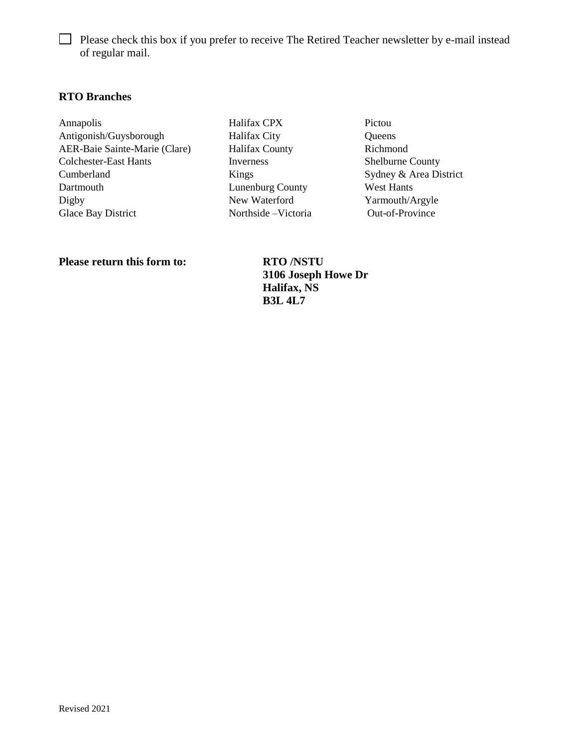☐ Please check this box if you prefer to receive The Retired Teacher newsletter by e-mail instead of regular mail.

**RTO Branches**

| | | |
|---|---|---|
| Annapolis | Halifax CPX | Pictou |
| Antigonish/Guysborough | Halifax City | Queens |
| AER-Baie Sainte-Marie (Clare) | Halifax County | Richmond |
| Colchester-East Hants | Inverness | Shelburne County |
| Cumberland | Kings | Sydney & Area District |
| Dartmouth | Lunenburg County | West Hants |
| Digby | New Waterford | Yarmouth/Argyle |
| Glace Bay District | Northside –Victoria | Out-of-Province |

**Please return this form to:**

**RTO /NSTU**
**3106 Joseph Howe Dr**
**Halifax, NS**
**B3L 4L7**

Revised 2021